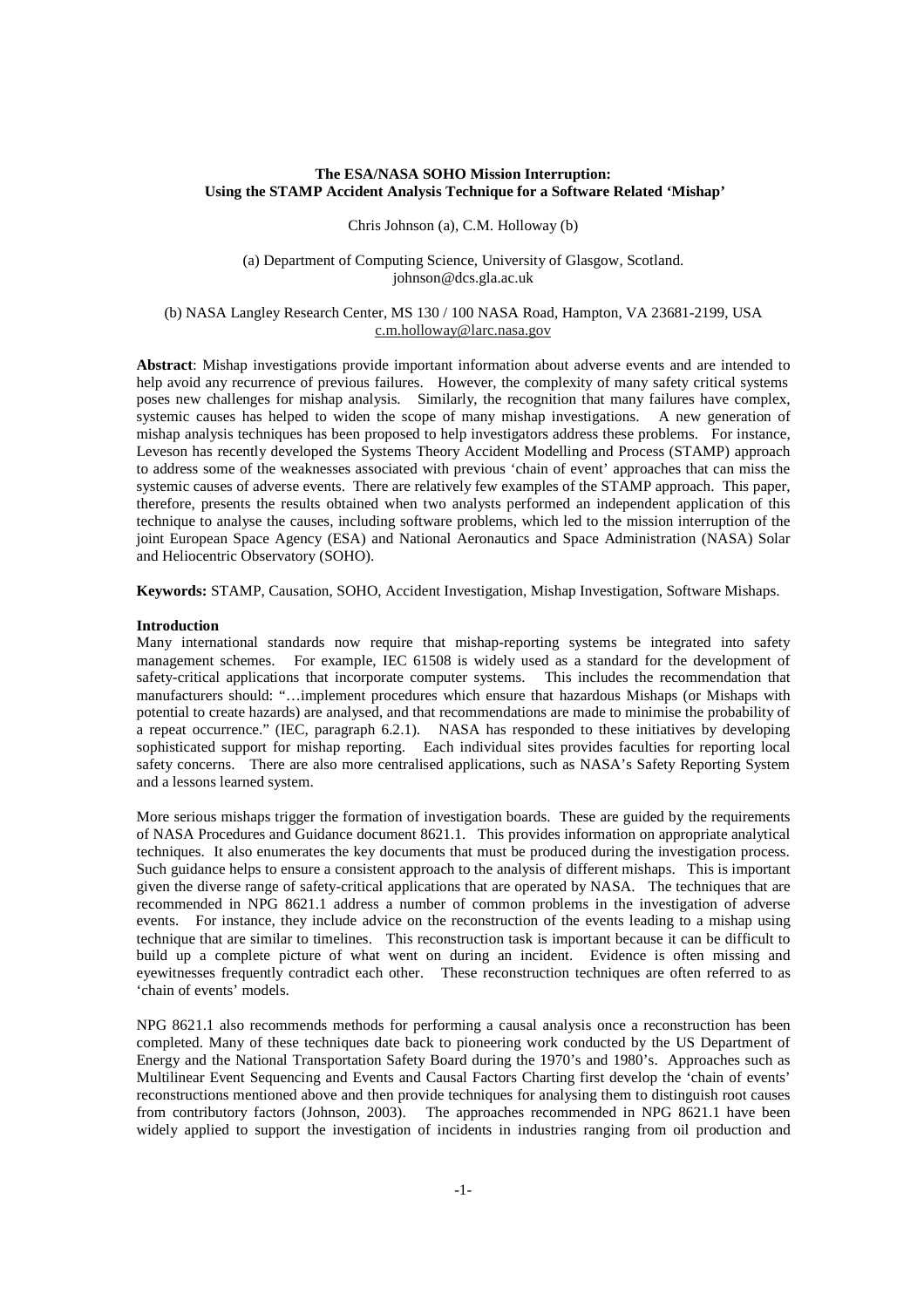**The ESA/NASA SOHO Mission Interruption:**
**Using the STAMP Accident Analysis Technique for a Software Related 'Mishap'**

Chris Johnson (a), C.M. Holloway (b)

(a) Department of Computing Science, University of Glasgow, Scotland.
johnson@dcs.gla.ac.uk

(b) NASA Langley Research Center, MS 130 / 100 NASA Road, Hampton, VA 23681-2199, USA
c.m.holloway@larc.nasa.gov

**Abstract**: Mishap investigations provide important information about adverse events and are intended to help avoid any recurrence of previous failures. However, the complexity of many safety critical systems poses new challenges for mishap analysis. Similarly, the recognition that many failures have complex, systemic causes has helped to widen the scope of many mishap investigations. A new generation of mishap analysis techniques has been proposed to help investigators address these problems. For instance, Leveson has recently developed the Systems Theory Accident Modelling and Process (STAMP) approach to address some of the weaknesses associated with previous 'chain of event' approaches that can miss the systemic causes of adverse events. There are relatively few examples of the STAMP approach. This paper, therefore, presents the results obtained when two analysts performed an independent application of this technique to analyse the causes, including software problems, which led to the mission interruption of the joint European Space Agency (ESA) and National Aeronautics and Space Administration (NASA) Solar and Heliocentric Observatory (SOHO).

**Keywords:** STAMP, Causation, SOHO, Accident Investigation, Mishap Investigation, Software Mishaps.

## Introduction

Many international standards now require that mishap-reporting systems be integrated into safety management schemes. For example, IEC 61508 is widely used as a standard for the development of safety-critical applications that incorporate computer systems. This includes the recommendation that manufacturers should: "…implement procedures which ensure that hazardous Mishaps (or Mishaps with potential to create hazards) are analysed, and that recommendations are made to minimise the probability of a repeat occurrence." (IEC, paragraph 6.2.1). NASA has responded to these initiatives by developing sophisticated support for mishap reporting. Each individual sites provides faculties for reporting local safety concerns. There are also more centralised applications, such as NASA's Safety Reporting System and a lessons learned system.

More serious mishaps trigger the formation of investigation boards. These are guided by the requirements of NASA Procedures and Guidance document 8621.1. This provides information on appropriate analytical techniques. It also enumerates the key documents that must be produced during the investigation process. Such guidance helps to ensure a consistent approach to the analysis of different mishaps. This is important given the diverse range of safety-critical applications that are operated by NASA. The techniques that are recommended in NPG 8621.1 address a number of common problems in the investigation of adverse events. For instance, they include advice on the reconstruction of the events leading to a mishap using technique that are similar to timelines. This reconstruction task is important because it can be difficult to build up a complete picture of what went on during an incident. Evidence is often missing and eyewitnesses frequently contradict each other. These reconstruction techniques are often referred to as 'chain of events' models.

NPG 8621.1 also recommends methods for performing a causal analysis once a reconstruction has been completed. Many of these techniques date back to pioneering work conducted by the US Department of Energy and the National Transportation Safety Board during the 1970's and 1980's. Approaches such as Multilinear Event Sequencing and Events and Causal Factors Charting first develop the 'chain of events' reconstructions mentioned above and then provide techniques for analysing them to distinguish root causes from contributory factors (Johnson, 2003). The approaches recommended in NPG 8621.1 have been widely applied to support the investigation of incidents in industries ranging from oil production and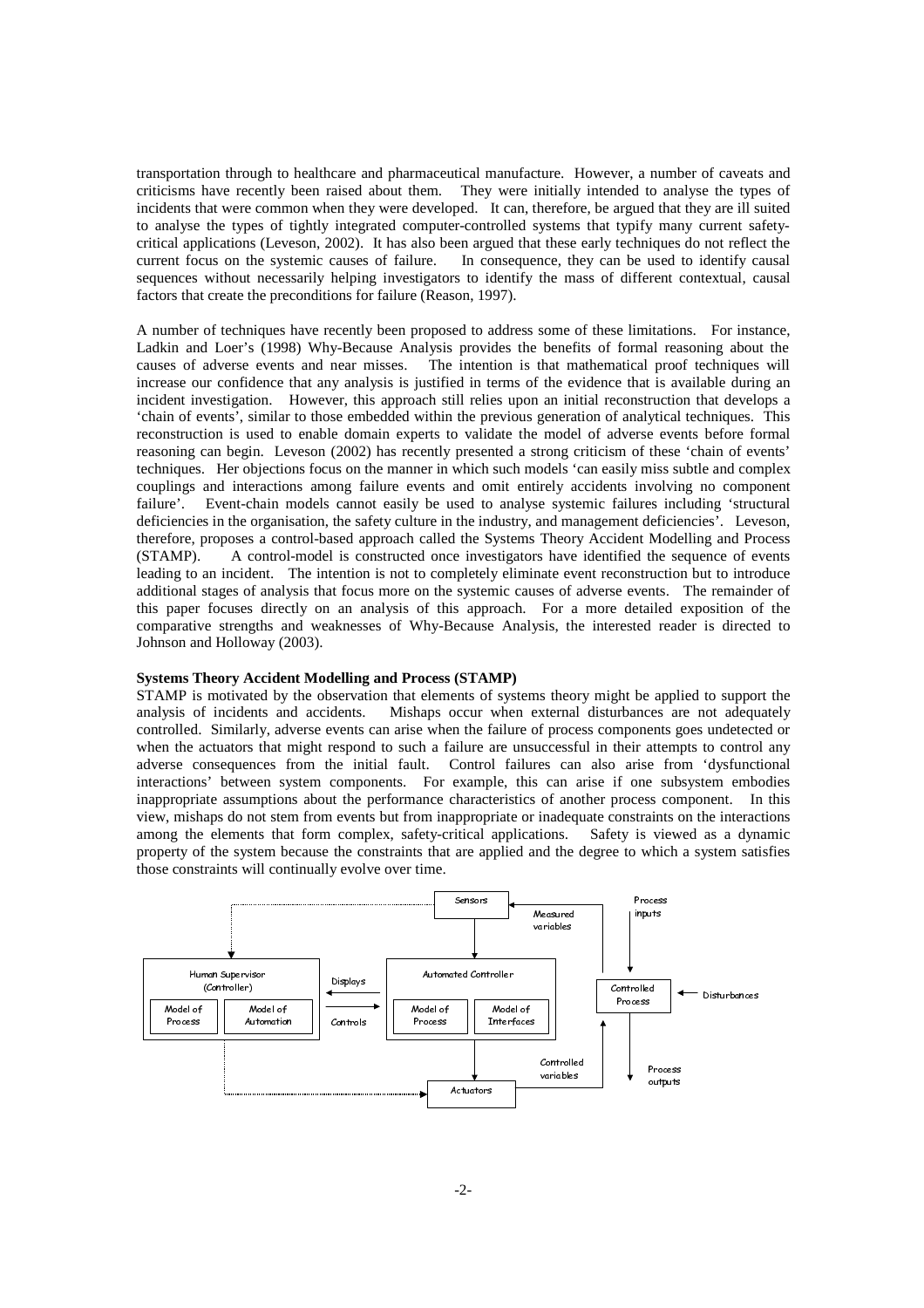transportation through to healthcare and pharmaceutical manufacture. However, a number of caveats and criticisms have recently been raised about them. They were initially intended to analyse the types of incidents that were common when they were developed. It can, therefore, be argued that they are ill suited to analyse the types of tightly integrated computer-controlled systems that typify many current safety-critical applications (Leveson, 2002). It has also been argued that these early techniques do not reflect the current focus on the systemic causes of failure. In consequence, they can be used to identify causal sequences without necessarily helping investigators to identify the mass of different contextual, causal factors that create the preconditions for failure (Reason, 1997).

A number of techniques have recently been proposed to address some of these limitations. For instance, Ladkin and Loer's (1998) Why-Because Analysis provides the benefits of formal reasoning about the causes of adverse events and near misses. The intention is that mathematical proof techniques will increase our confidence that any analysis is justified in terms of the evidence that is available during an incident investigation. However, this approach still relies upon an initial reconstruction that develops a 'chain of events', similar to those embedded within the previous generation of analytical techniques. This reconstruction is used to enable domain experts to validate the model of adverse events before formal reasoning can begin. Leveson (2002) has recently presented a strong criticism of these 'chain of events' techniques. Her objections focus on the manner in which such models 'can easily miss subtle and complex couplings and interactions among failure events and omit entirely accidents involving no component failure'. Event-chain models cannot easily be used to analyse systemic failures including 'structural deficiencies in the organisation, the safety culture in the industry, and management deficiencies'. Leveson, therefore, proposes a control-based approach called the Systems Theory Accident Modelling and Process (STAMP). A control-model is constructed once investigators have identified the sequence of events leading to an incident. The intention is not to completely eliminate event reconstruction but to introduce additional stages of analysis that focus more on the systemic causes of adverse events. The remainder of this paper focuses directly on an analysis of this approach. For a more detailed exposition of the comparative strengths and weaknesses of Why-Because Analysis, the interested reader is directed to Johnson and Holloway (2003).

**Systems Theory Accident Modelling and Process (STAMP)**

STAMP is motivated by the observation that elements of systems theory might be applied to support the analysis of incidents and accidents. Mishaps occur when external disturbances are not adequately controlled. Similarly, adverse events can arise when the failure of process components goes undetected or when the actuators that might respond to such a failure are unsuccessful in their attempts to control any adverse consequences from the initial fault. Control failures can also arise from 'dysfunctional interactions' between system components. For example, this can arise if one subsystem embodies inappropriate assumptions about the performance characteristics of another process component. In this view, mishaps do not stem from events but from inappropriate or inadequate constraints on the interactions among the elements that form complex, safety-critical applications. Safety is viewed as a dynamic property of the system because the constraints that are applied and the degree to which a system satisfies those constraints will continually evolve over time.

Sensors | Measured variables | Process inputs | Human Supervisor (Controller) | Model of Process | Model of Automation | Displays | Controls | Automated Controller | Model of Process | Model of Interfaces | Controlled Process | Disturbances | Controlled variables | Process outputs | Actuators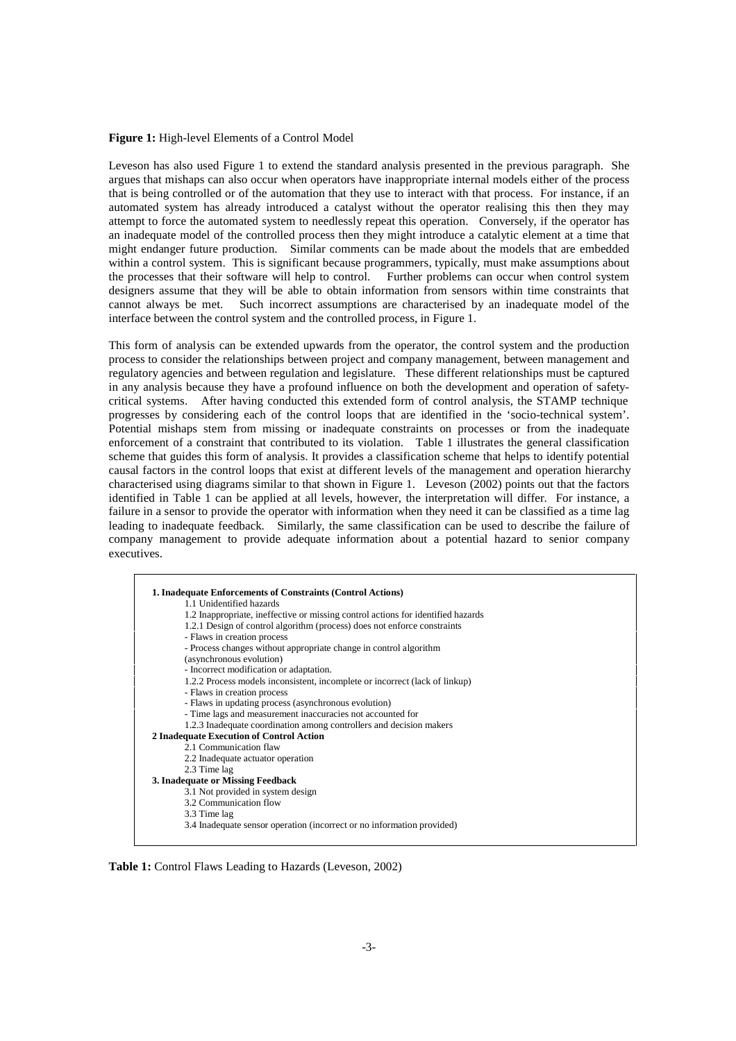**Figure 1:** High-level Elements of a Control Model

Leveson has also used Figure 1 to extend the standard analysis presented in the previous paragraph. She argues that mishaps can also occur when operators have inappropriate internal models either of the process that is being controlled or of the automation that they use to interact with that process. For instance, if an automated system has already introduced a catalyst without the operator realising this then they may attempt to force the automated system to needlessly repeat this operation. Conversely, if the operator has an inadequate model of the controlled process then they might introduce a catalytic element at a time that might endanger future production. Similar comments can be made about the models that are embedded within a control system. This is significant because programmers, typically, must make assumptions about the processes that their software will help to control. Further problems can occur when control system designers assume that they will be able to obtain information from sensors within time constraints that cannot always be met. Such incorrect assumptions are characterised by an inadequate model of the interface between the control system and the controlled process, in Figure 1.

This form of analysis can be extended upwards from the operator, the control system and the production process to consider the relationships between project and company management, between management and regulatory agencies and between regulation and legislature. These different relationships must be captured in any analysis because they have a profound influence on both the development and operation of safety-critical systems. After having conducted this extended form of control analysis, the STAMP technique progresses by considering each of the control loops that are identified in the 'socio-technical system'. Potential mishaps stem from missing or inadequate constraints on processes or from the inadequate enforcement of a constraint that contributed to its violation. Table 1 illustrates the general classification scheme that guides this form of analysis. It provides a classification scheme that helps to identify potential causal factors in the control loops that exist at different levels of the management and operation hierarchy characterised using diagrams similar to that shown in Figure 1. Leveson (2002) points out that the factors identified in Table 1 can be applied at all levels, however, the interpretation will differ. For instance, a failure in a sensor to provide the operator with information when they need it can be classified as a time lag leading to inadequate feedback. Similarly, the same classification can be used to describe the failure of company management to provide adequate information about a potential hazard to senior company executives.

**1. Inadequate Enforcements of Constraints (Control Actions)**
- 1.1 Unidentified hazards
- 1.2 Inappropriate, ineffective or missing control actions for identified hazards
  - 1.2.1 Design of control algorithm (process) does not enforce constraints
    - Flaws in creation process
    - Process changes without appropriate change in control algorithm (asynchronous evolution)
    - Incorrect modification or adaptation.
  - 1.2.2 Process models inconsistent, incomplete or incorrect (lack of linkup)
    - Flaws in creation process
    - Flaws in updating process (asynchronous evolution)
    - Time lags and measurement inaccuracies not accounted for
  - 1.2.3 Inadequate coordination among controllers and decision makers

**2 Inadequate Execution of Control Action**
- 2.1 Communication flaw
- 2.2 Inadequate actuator operation
- 2.3 Time lag

**3. Inadequate or Missing Feedback**
- 3.1 Not provided in system design
- 3.2 Communication flow
- 3.3 Time lag
- 3.4 Inadequate sensor operation (incorrect or no information provided)

**Table 1:** Control Flaws Leading to Hazards (Leveson, 2002)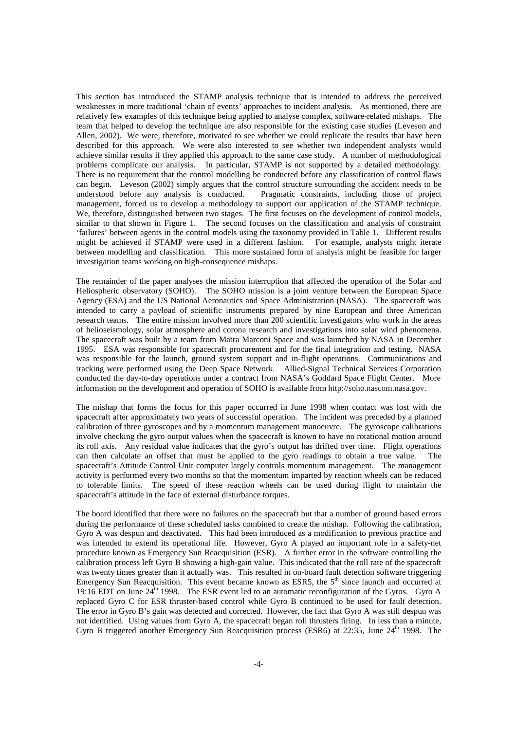This section has introduced the STAMP analysis technique that is intended to address the perceived weaknesses in more traditional 'chain of events' approaches to incident analysis. As mentioned, there are relatively few examples of this technique being applied to analyse complex, software-related mishaps. The team that helped to develop the technique are also responsible for the existing case studies (Leveson and Allen, 2002). We were, therefore, motivated to see whether we could replicate the results that have been described for this approach. We were also interested to see whether two independent analysts would achieve similar results if they applied this approach to the same case study. A number of methodological problems complicate our analysis. In particular, STAMP is not supported by a detailed methodology. There is no requirement that the control modelling be conducted before any classification of control flaws can begin. Leveson (2002) simply argues that the control structure surrounding the accident needs to be understood before any analysis is conducted. Pragmatic constraints, including those of project management, forced us to develop a methodology to support our application of the STAMP technique. We, therefore, distinguished between two stages. The first focuses on the development of control models, similar to that shown in Figure 1. The second focuses on the classification and analysis of constraint 'failures' between agents in the control models using the taxonomy provided in Table 1. Different results might be achieved if STAMP were used in a different fashion. For example, analysts might iterate between modelling and classification. This more sustained form of analysis might be feasible for larger investigation teams working on high-consequence mishaps.

The remainder of the paper analyses the mission interruption that affected the operation of the Solar and Heliospheric observatory (SOHO). The SOHO mission is a joint venture between the European Space Agency (ESA) and the US National Aeronautics and Space Administration (NASA). The spacecraft was intended to carry a payload of scientific instruments prepared by nine European and three American research teams. The entire mission involved more than 200 scientific investigators who work in the areas of helioseismology, solar atmosphere and corona research and investigations into solar wind phenomena. The spacecraft was built by a team from Matra Marconi Space and was launched by NASA in December 1995. ESA was responsible for spacecraft procurement and for the final integration and testing. NASA was responsible for the launch, ground system support and in-flight operations. Communications and tracking were performed using the Deep Space Network. Allied-Signal Technical Services Corporation conducted the day-to-day operations under a contract from NASA's Goddard Space Flight Center. More information on the development and operation of SOHO is available from http://soho.nascom.nasa.gov.

The mishap that forms the focus for this paper occurred in June 1998 when contact was lost with the spacecraft after approximately two years of successful operation. The incident was preceded by a planned calibration of three gyroscopes and by a momentum management manoeuvre. The gyroscope calibrations involve checking the gyro output values when the spacecraft is known to have no rotational motion around its roll axis. Any residual value indicates that the gyro's output has drifted over time. Flight operations can then calculate an offset that must be applied to the gyro readings to obtain a true value. The spacecraft's Attitude Control Unit computer largely controls momentum management. The management activity is performed every two months so that the momentum imparted by reaction wheels can be reduced to tolerable limits. The speed of these reaction wheels can be used during flight to maintain the spacecraft's attitude in the face of external disturbance torques.

The board identified that there were no failures on the spacecraft but that a number of ground based errors during the performance of these scheduled tasks combined to create the mishap. Following the calibration, Gyro A was despun and deactivated. This had been introduced as a modification to previous practice and was intended to extend its operational life. However, Gyro A played an important role in a safety-net procedure known as Emergency Sun Reacquisition (ESR). A further error in the software controlling the calibration process left Gyro B showing a high-gain value. This indicated that the roll rate of the spacecraft was twenty times greater than it actually was. This resulted in on-board fault detection software triggering Emergency Sun Reacquisition. This event became known as ESR5, the 5th since launch and occurred at 19:16 EDT on June 24th 1998. The ESR event led to an automatic reconfiguration of the Gyros. Gyro A replaced Gyro C for ESR thruster-based control while Gyro B continued to be used for fault detection. The error in Gyro B's gain was detected and corrected. However, the fact that Gyro A was still despun was not identified. Using values from Gyro A, the spacecraft began roll thrusters firing. In less than a minute, Gyro B triggered another Emergency Sun Reacquisition process (ESR6) at 22:35, June 24th 1998. The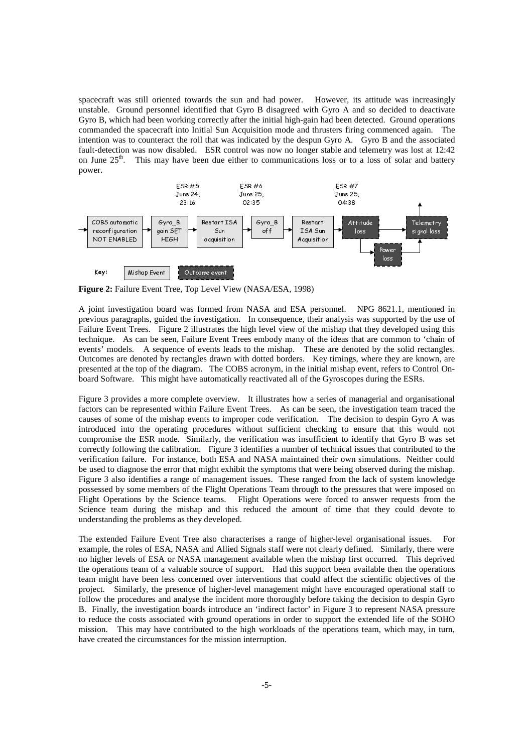spacecraft was still oriented towards the sun and had power. However, its attitude was increasingly unstable. Ground personnel identified that Gyro B disagreed with Gyro A and so decided to deactivate Gyro B, which had been working correctly after the initial high-gain had been detected. Ground operations commanded the spacecraft into Initial Sun Acquisition mode and thrusters firing commenced again. The intention was to counteract the roll that was indicated by the despun Gyro A. Gyro B and the associated fault-detection was now disabled. ESR control was now no longer stable and telemetry was lost at 12:42 on June 25th. This may have been due either to communications loss or to a loss of solar and battery power.

ESR #5 June 24, 23:16 — ESR #6 June 25, 02:35 — ESR #7 June 25, 04:38

COBS automatic reconfiguration NOT ENABLED → Gyro_B gain SET HIGH → Restart ISA Sun acquisition → Gyro_B off → Restart ISA Sun Acquisition → Attitude loss → Telemetry signal loss; Attitude loss → Power loss → Telemetry signal loss

Key: Mishap Event | Outcome event

**Figure 2:** Failure Event Tree, Top Level View (NASA/ESA, 1998)

A joint investigation board was formed from NASA and ESA personnel. NPG 8621.1, mentioned in previous paragraphs, guided the investigation. In consequence, their analysis was supported by the use of Failure Event Trees. Figure 2 illustrates the high level view of the mishap that they developed using this technique. As can be seen, Failure Event Trees embody many of the ideas that are common to 'chain of events' models. A sequence of events leads to the mishap. These are denoted by the solid rectangles. Outcomes are denoted by rectangles drawn with dotted borders. Key timings, where they are known, are presented at the top of the diagram. The COBS acronym, in the initial mishap event, refers to Control On-board Software. This might have automatically reactivated all of the Gyroscopes during the ESRs.

Figure 3 provides a more complete overview. It illustrates how a series of managerial and organisational factors can be represented within Failure Event Trees. As can be seen, the investigation team traced the causes of some of the mishap events to improper code verification. The decision to despin Gyro A was introduced into the operating procedures without sufficient checking to ensure that this would not compromise the ESR mode. Similarly, the verification was insufficient to identify that Gyro B was set correctly following the calibration. Figure 3 identifies a number of technical issues that contributed to the verification failure. For instance, both ESA and NASA maintained their own simulations. Neither could be used to diagnose the error that might exhibit the symptoms that were being observed during the mishap. Figure 3 also identifies a range of management issues. These ranged from the lack of system knowledge possessed by some members of the Flight Operations Team through to the pressures that were imposed on Flight Operations by the Science teams. Flight Operations were forced to answer requests from the Science team during the mishap and this reduced the amount of time that they could devote to understanding the problems as they developed.

The extended Failure Event Tree also characterises a range of higher-level organisational issues. For example, the roles of ESA, NASA and Allied Signals staff were not clearly defined. Similarly, there were no higher levels of ESA or NASA management available when the mishap first occurred. This deprived the operations team of a valuable source of support. Had this support been available then the operations team might have been less concerned over interventions that could affect the scientific objectives of the project. Similarly, the presence of higher-level management might have encouraged operational staff to follow the procedures and analyse the incident more thoroughly before taking the decision to despin Gyro B. Finally, the investigation boards introduce an 'indirect factor' in Figure 3 to represent NASA pressure to reduce the costs associated with ground operations in order to support the extended life of the SOHO mission. This may have contributed to the high workloads of the operations team, which may, in turn, have created the circumstances for the mission interruption.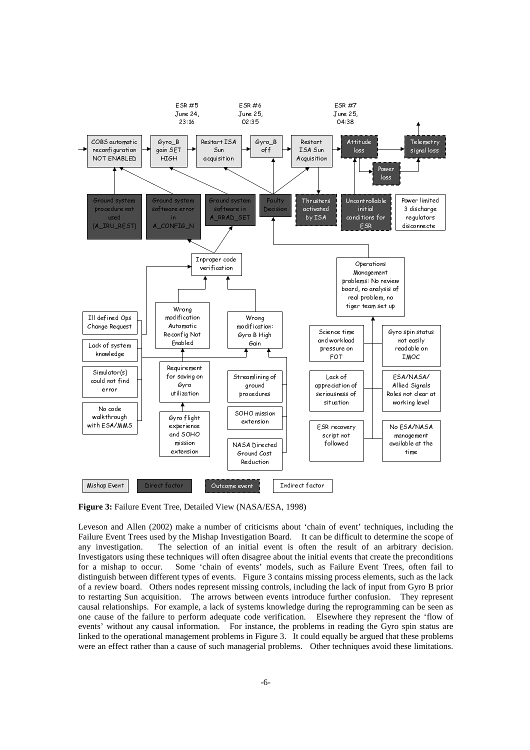ESR #5 June 24, 23:16

ESR #6 June 25, 02:35

ESR #7 June 25, 04:38

COBS automatic reconfiguration NOT ENABLED → Gyro_B gain SET HIGH → Restart ISA Sun acquisition → Gyro_B off → Restart ISA Sun Acquisition → Attitude loss → Telemetry signal loss

Power loss

Ground system procedure not used (A_IRU_REST)

Ground system software error in A_CONFIG_N

Ground system software in A_RRAD_SET

Faulty Decision

Thrusters activated by ISA

Uncontrollable initial conditions for ESR

Power limited 3 discharge regulators disconnecte

Inproper code verification

Operations Management problems: No review board, no analysis of real problem, no tiger team set up

Ill defined Ops Change Request

Lack of system knowledge

Simulator(s) could not find error

No code walkthrough with ESA/MMS

Wrong modification Automatic Reconfig Not Enabled

Wrong modification: Gyro B High Gain

Requirement for saving on Gyro utilization

Gyro flight experience and SOHO mission extension

Streamlining of ground procedures

SOHO mission extension

NASA Directed Ground Cost Reduction

Science time and workload pressure on FOT

Gyro spin status not easily readable on IMOC

Lack of appreciation of seriousness of situation

ESA/NASA/ Allied Signals Roles not clear at working level

ESR recovery script not followed

No ESA/NASA management available at the time

Mishap Event | Direct factor | Outcome event | Indirect factor

**Figure 3:** Failure Event Tree, Detailed View (NASA/ESA, 1998)

Leveson and Allen (2002) make a number of criticisms about 'chain of event' techniques, including the Failure Event Trees used by the Mishap Investigation Board. It can be difficult to determine the scope of any investigation. The selection of an initial event is often the result of an arbitrary decision. Investigators using these techniques will often disagree about the initial events that create the preconditions for a mishap to occur. Some 'chain of events' models, such as Failure Event Trees, often fail to distinguish between different types of events. Figure 3 contains missing process elements, such as the lack of a review board. Others nodes represent missing controls, including the lack of input from Gyro B prior to restarting Sun acquisition. The arrows between events introduce further confusion. They represent causal relationships. For example, a lack of systems knowledge during the reprogramming can be seen as one cause of the failure to perform adequate code verification. Elsewhere they represent the 'flow of events' without any causal information. For instance, the problems in reading the Gyro spin status are linked to the operational management problems in Figure 3. It could equally be argued that these problems were an effect rather than a cause of such managerial problems. Other techniques avoid these limitations.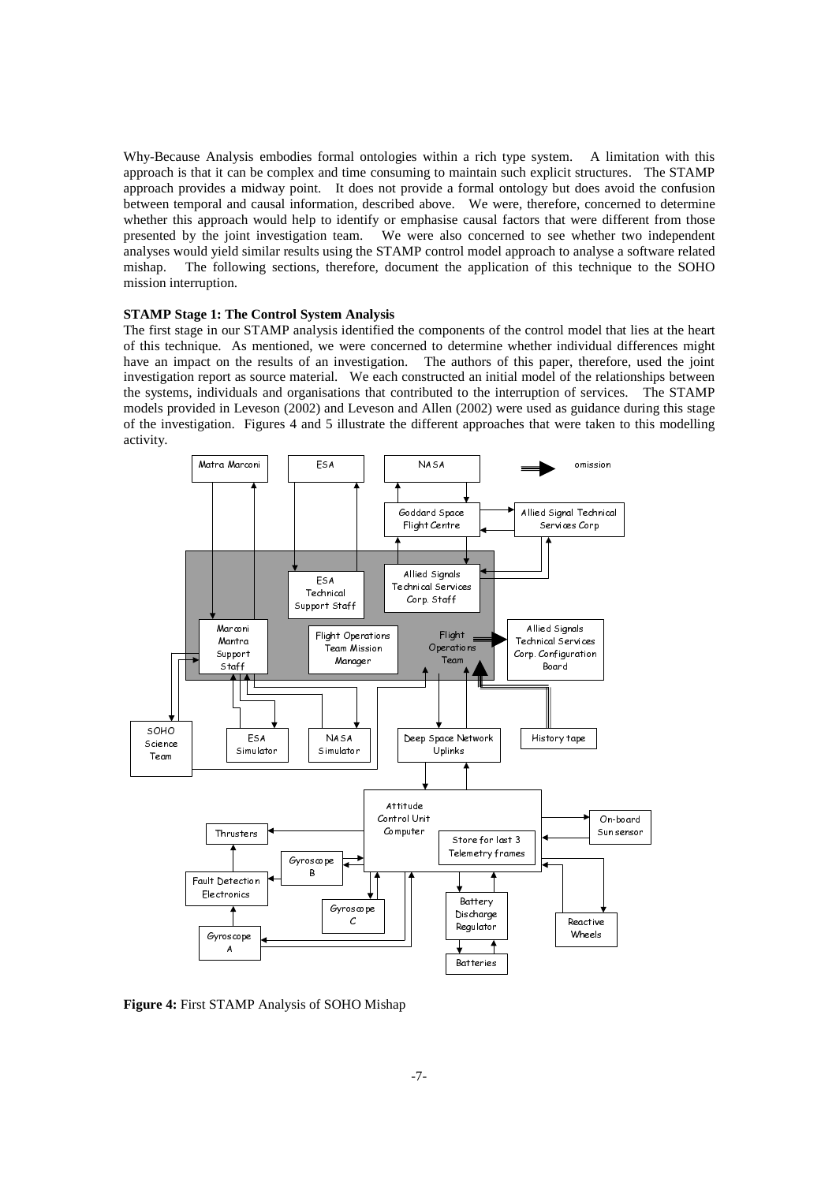Why-Because Analysis embodies formal ontologies within a rich type system. A limitation with this approach is that it can be complex and time consuming to maintain such explicit structures. The STAMP approach provides a midway point. It does not provide a formal ontology but does avoid the confusion between temporal and causal information, described above. We were, therefore, concerned to determine whether this approach would help to identify or emphasise causal factors that were different from those presented by the joint investigation team. We were also concerned to see whether two independent analyses would yield similar results using the STAMP control model approach to analyse a software related mishap. The following sections, therefore, document the application of this technique to the SOHO mission interruption.

**STAMP Stage 1: The Control System Analysis**

The first stage in our STAMP analysis identified the components of the control model that lies at the heart of this technique. As mentioned, we were concerned to determine whether individual differences might have an impact on the results of an investigation. The authors of this paper, therefore, used the joint investigation report as source material. We each constructed an initial model of the relationships between the systems, individuals and organisations that contributed to the interruption of services. The STAMP models provided in Leveson (2002) and Leveson and Allen (2002) were used as guidance during this stage of the investigation. Figures 4 and 5 illustrate the different approaches that were taken to this modelling activity.

**Figure 4:** First STAMP Analysis of SOHO Mishap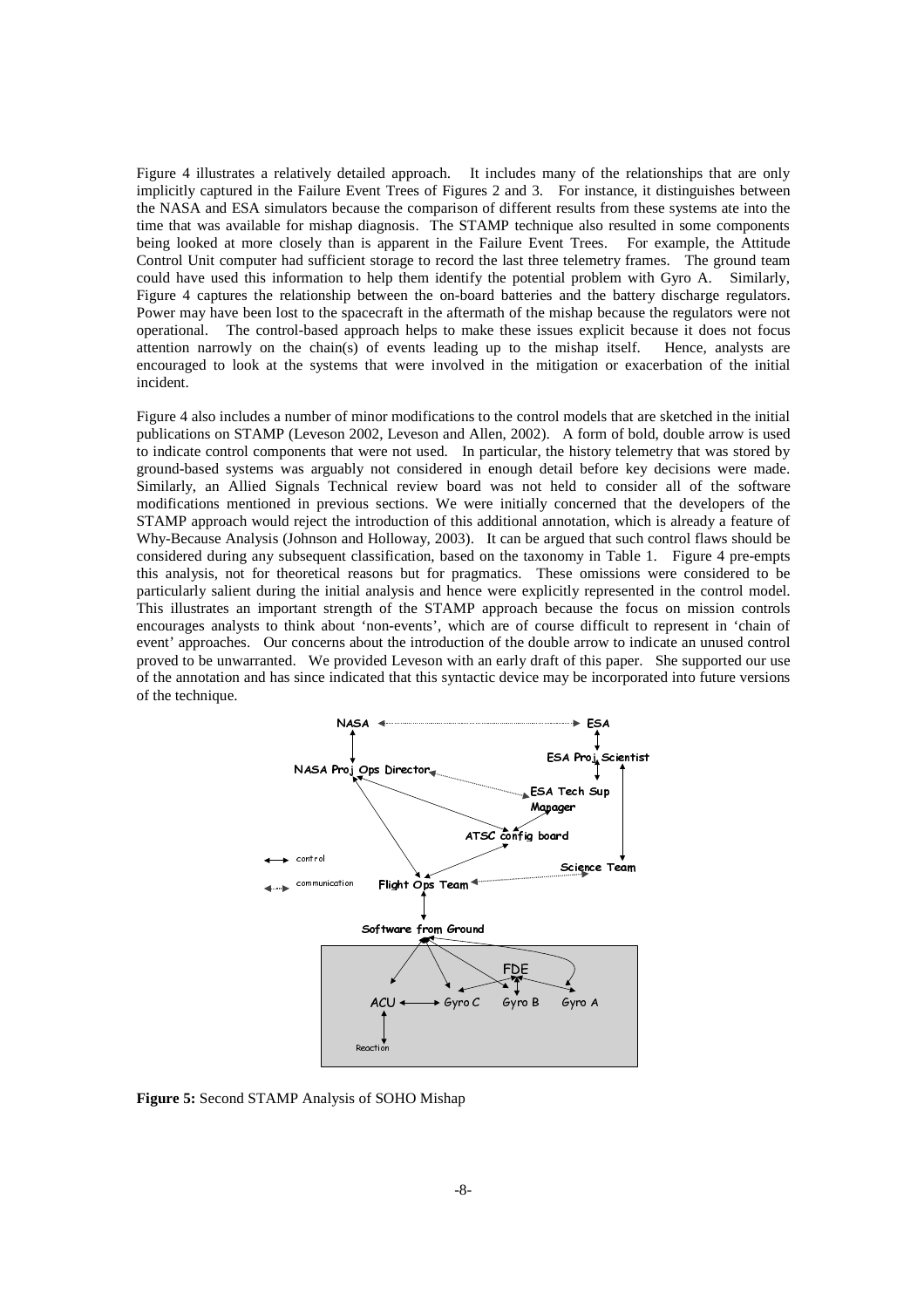Figure 4 illustrates a relatively detailed approach. It includes many of the relationships that are only implicitly captured in the Failure Event Trees of Figures 2 and 3. For instance, it distinguishes between the NASA and ESA simulators because the comparison of different results from these systems ate into the time that was available for mishap diagnosis. The STAMP technique also resulted in some components being looked at more closely than is apparent in the Failure Event Trees. For example, the Attitude Control Unit computer had sufficient storage to record the last three telemetry frames. The ground team could have used this information to help them identify the potential problem with Gyro A. Similarly, Figure 4 captures the relationship between the on-board batteries and the battery discharge regulators. Power may have been lost to the spacecraft in the aftermath of the mishap because the regulators were not operational. The control-based approach helps to make these issues explicit because it does not focus attention narrowly on the chain(s) of events leading up to the mishap itself. Hence, analysts are encouraged to look at the systems that were involved in the mitigation or exacerbation of the initial incident.

Figure 4 also includes a number of minor modifications to the control models that are sketched in the initial publications on STAMP (Leveson 2002, Leveson and Allen, 2002). A form of bold, double arrow is used to indicate control components that were not used. In particular, the history telemetry that was stored by ground-based systems was arguably not considered in enough detail before key decisions were made. Similarly, an Allied Signals Technical review board was not held to consider all of the software modifications mentioned in previous sections. We were initially concerned that the developers of the STAMP approach would reject the introduction of this additional annotation, which is already a feature of Why-Because Analysis (Johnson and Holloway, 2003). It can be argued that such control flaws should be considered during any subsequent classification, based on the taxonomy in Table 1. Figure 4 pre-empts this analysis, not for theoretical reasons but for pragmatics. These omissions were considered to be particularly salient during the initial analysis and hence were explicitly represented in the control model. This illustrates an important strength of the STAMP approach because the focus on mission controls encourages analysts to think about 'non-events', which are of course difficult to represent in 'chain of event' approaches. Our concerns about the introduction of the double arrow to indicate an unused control proved to be unwarranted. We provided Leveson with an early draft of this paper. She supported our use of the annotation and has since indicated that this syntactic device may be incorporated into future versions of the technique.

**Figure 5:** Second STAMP Analysis of SOHO Mishap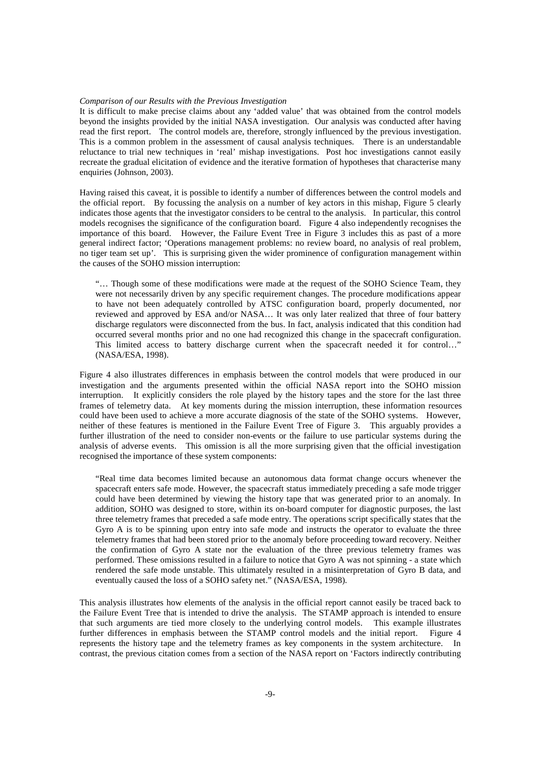*Comparison of our Results with the Previous Investigation*

It is difficult to make precise claims about any 'added value' that was obtained from the control models beyond the insights provided by the initial NASA investigation. Our analysis was conducted after having read the first report. The control models are, therefore, strongly influenced by the previous investigation. This is a common problem in the assessment of causal analysis techniques. There is an understandable reluctance to trial new techniques in 'real' mishap investigations. Post hoc investigations cannot easily recreate the gradual elicitation of evidence and the iterative formation of hypotheses that characterise many enquiries (Johnson, 2003).

Having raised this caveat, it is possible to identify a number of differences between the control models and the official report. By focussing the analysis on a number of key actors in this mishap, Figure 5 clearly indicates those agents that the investigator considers to be central to the analysis. In particular, this control models recognises the significance of the configuration board. Figure 4 also independently recognises the importance of this board. However, the Failure Event Tree in Figure 3 includes this as past of a more general indirect factor; 'Operations management problems: no review board, no analysis of real problem, no tiger team set up'. This is surprising given the wider prominence of configuration management within the causes of the SOHO mission interruption:

> "… Though some of these modifications were made at the request of the SOHO Science Team, they were not necessarily driven by any specific requirement changes. The procedure modifications appear to have not been adequately controlled by ATSC configuration board, properly documented, nor reviewed and approved by ESA and/or NASA… It was only later realized that three of four battery discharge regulators were disconnected from the bus. In fact, analysis indicated that this condition had occurred several months prior and no one had recognized this change in the spacecraft configuration. This limited access to battery discharge current when the spacecraft needed it for control…" (NASA/ESA, 1998).

Figure 4 also illustrates differences in emphasis between the control models that were produced in our investigation and the arguments presented within the official NASA report into the SOHO mission interruption. It explicitly considers the role played by the history tapes and the store for the last three frames of telemetry data. At key moments during the mission interruption, these information resources could have been used to achieve a more accurate diagnosis of the state of the SOHO systems. However, neither of these features is mentioned in the Failure Event Tree of Figure 3. This arguably provides a further illustration of the need to consider non-events or the failure to use particular systems during the analysis of adverse events. This omission is all the more surprising given that the official investigation recognised the importance of these system components:

> "Real time data becomes limited because an autonomous data format change occurs whenever the spacecraft enters safe mode. However, the spacecraft status immediately preceding a safe mode trigger could have been determined by viewing the history tape that was generated prior to an anomaly. In addition, SOHO was designed to store, within its on-board computer for diagnostic purposes, the last three telemetry frames that preceded a safe mode entry. The operations script specifically states that the Gyro A is to be spinning upon entry into safe mode and instructs the operator to evaluate the three telemetry frames that had been stored prior to the anomaly before proceeding toward recovery. Neither the confirmation of Gyro A state nor the evaluation of the three previous telemetry frames was performed. These omissions resulted in a failure to notice that Gyro A was not spinning - a state which rendered the safe mode unstable. This ultimately resulted in a misinterpretation of Gyro B data, and eventually caused the loss of a SOHO safety net." (NASA/ESA, 1998).

This analysis illustrates how elements of the analysis in the official report cannot easily be traced back to the Failure Event Tree that is intended to drive the analysis. The STAMP approach is intended to ensure that such arguments are tied more closely to the underlying control models. This example illustrates further differences in emphasis between the STAMP control models and the initial report. Figure 4 represents the history tape and the telemetry frames as key components in the system architecture. In contrast, the previous citation comes from a section of the NASA report on 'Factors indirectly contributing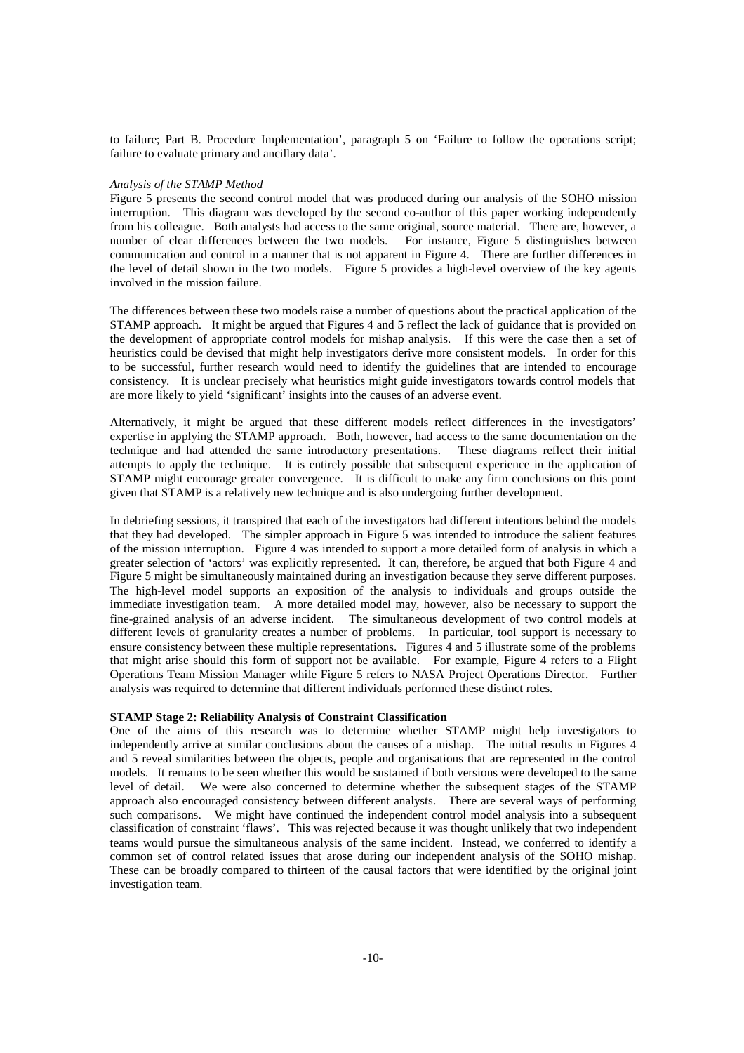to failure; Part B. Procedure Implementation', paragraph 5 on 'Failure to follow the operations script; failure to evaluate primary and ancillary data'.

*Analysis of the STAMP Method*

Figure 5 presents the second control model that was produced during our analysis of the SOHO mission interruption. This diagram was developed by the second co-author of this paper working independently from his colleague. Both analysts had access to the same original, source material. There are, however, a number of clear differences between the two models. For instance, Figure 5 distinguishes between communication and control in a manner that is not apparent in Figure 4. There are further differences in the level of detail shown in the two models. Figure 5 provides a high-level overview of the key agents involved in the mission failure.

The differences between these two models raise a number of questions about the practical application of the STAMP approach. It might be argued that Figures 4 and 5 reflect the lack of guidance that is provided on the development of appropriate control models for mishap analysis. If this were the case then a set of heuristics could be devised that might help investigators derive more consistent models. In order for this to be successful, further research would need to identify the guidelines that are intended to encourage consistency. It is unclear precisely what heuristics might guide investigators towards control models that are more likely to yield 'significant' insights into the causes of an adverse event.

Alternatively, it might be argued that these different models reflect differences in the investigators' expertise in applying the STAMP approach. Both, however, had access to the same documentation on the technique and had attended the same introductory presentations. These diagrams reflect their initial attempts to apply the technique. It is entirely possible that subsequent experience in the application of STAMP might encourage greater convergence. It is difficult to make any firm conclusions on this point given that STAMP is a relatively new technique and is also undergoing further development.

In debriefing sessions, it transpired that each of the investigators had different intentions behind the models that they had developed. The simpler approach in Figure 5 was intended to introduce the salient features of the mission interruption. Figure 4 was intended to support a more detailed form of analysis in which a greater selection of 'actors' was explicitly represented. It can, therefore, be argued that both Figure 4 and Figure 5 might be simultaneously maintained during an investigation because they serve different purposes. The high-level model supports an exposition of the analysis to individuals and groups outside the immediate investigation team. A more detailed model may, however, also be necessary to support the fine-grained analysis of an adverse incident. The simultaneous development of two control models at different levels of granularity creates a number of problems. In particular, tool support is necessary to ensure consistency between these multiple representations. Figures 4 and 5 illustrate some of the problems that might arise should this form of support not be available. For example, Figure 4 refers to a Flight Operations Team Mission Manager while Figure 5 refers to NASA Project Operations Director. Further analysis was required to determine that different individuals performed these distinct roles.

**STAMP Stage 2: Reliability Analysis of Constraint Classification**

One of the aims of this research was to determine whether STAMP might help investigators to independently arrive at similar conclusions about the causes of a mishap. The initial results in Figures 4 and 5 reveal similarities between the objects, people and organisations that are represented in the control models. It remains to be seen whether this would be sustained if both versions were developed to the same level of detail. We were also concerned to determine whether the subsequent stages of the STAMP approach also encouraged consistency between different analysts. There are several ways of performing such comparisons. We might have continued the independent control model analysis into a subsequent classification of constraint 'flaws'. This was rejected because it was thought unlikely that two independent teams would pursue the simultaneous analysis of the same incident. Instead, we conferred to identify a common set of control related issues that arose during our independent analysis of the SOHO mishap. These can be broadly compared to thirteen of the causal factors that were identified by the original joint investigation team.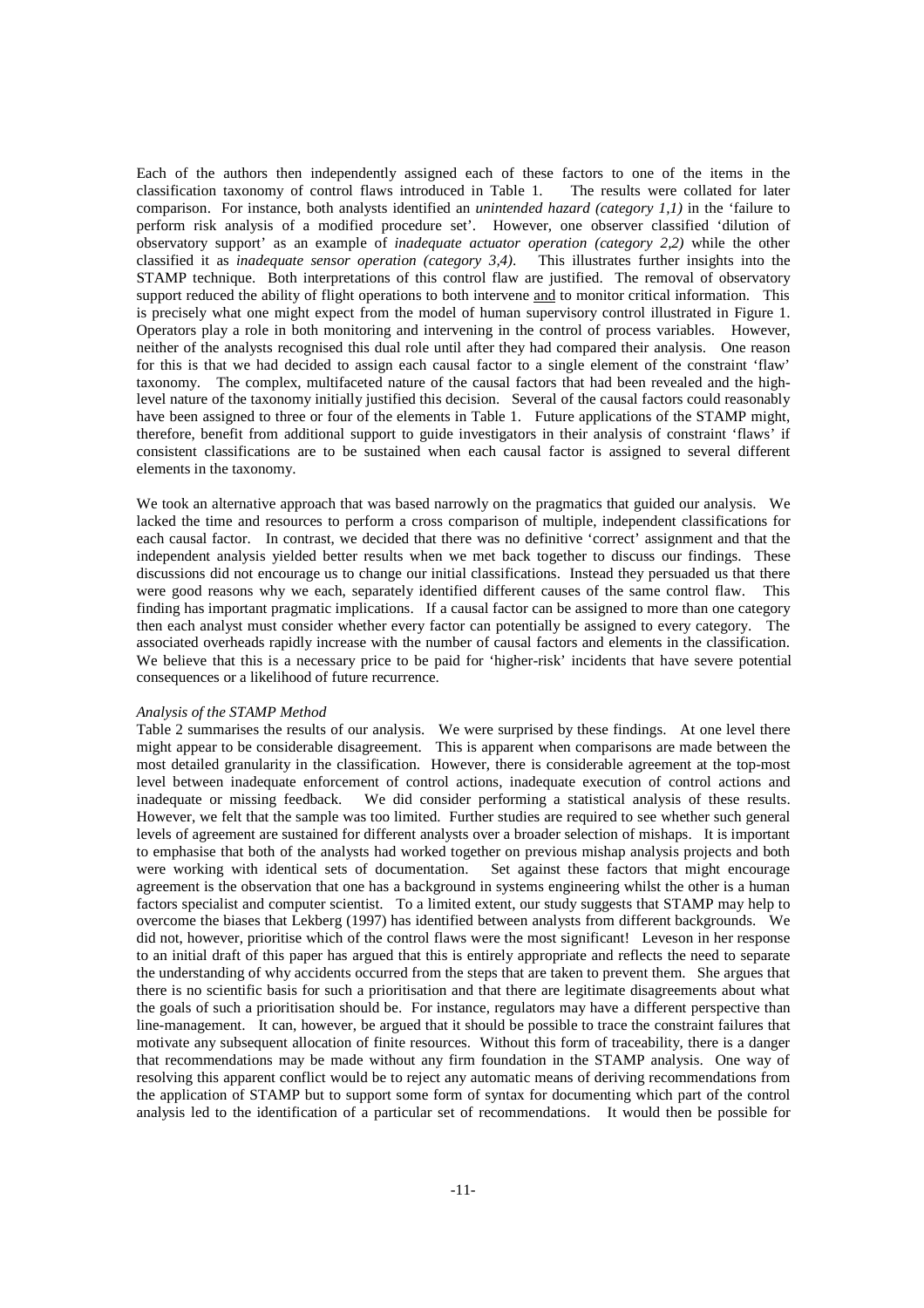Each of the authors then independently assigned each of these factors to one of the items in the classification taxonomy of control flaws introduced in Table 1. The results were collated for later comparison. For instance, both analysts identified an *unintended hazard (category 1,1)* in the 'failure to perform risk analysis of a modified procedure set'. However, one observer classified 'dilution of observatory support' as an example of *inadequate actuator operation (category 2,2)* while the other classified it as *inadequate sensor operation (category 3,4)*. This illustrates further insights into the STAMP technique. Both interpretations of this control flaw are justified. The removal of observatory support reduced the ability of flight operations to both intervene and to monitor critical information. This is precisely what one might expect from the model of human supervisory control illustrated in Figure 1. Operators play a role in both monitoring and intervening in the control of process variables. However, neither of the analysts recognised this dual role until after they had compared their analysis. One reason for this is that we had decided to assign each causal factor to a single element of the constraint 'flaw' taxonomy. The complex, multifaceted nature of the causal factors that had been revealed and the high-level nature of the taxonomy initially justified this decision. Several of the causal factors could reasonably have been assigned to three or four of the elements in Table 1. Future applications of the STAMP might, therefore, benefit from additional support to guide investigators in their analysis of constraint 'flaws' if consistent classifications are to be sustained when each causal factor is assigned to several different elements in the taxonomy.

We took an alternative approach that was based narrowly on the pragmatics that guided our analysis. We lacked the time and resources to perform a cross comparison of multiple, independent classifications for each causal factor. In contrast, we decided that there was no definitive 'correct' assignment and that the independent analysis yielded better results when we met back together to discuss our findings. These discussions did not encourage us to change our initial classifications. Instead they persuaded us that there were good reasons why we each, separately identified different causes of the same control flaw. This finding has important pragmatic implications. If a causal factor can be assigned to more than one category then each analyst must consider whether every factor can potentially be assigned to every category. The associated overheads rapidly increase with the number of causal factors and elements in the classification. We believe that this is a necessary price to be paid for 'higher-risk' incidents that have severe potential consequences or a likelihood of future recurrence.

*Analysis of the STAMP Method*

Table 2 summarises the results of our analysis. We were surprised by these findings. At one level there might appear to be considerable disagreement. This is apparent when comparisons are made between the most detailed granularity in the classification. However, there is considerable agreement at the top-most level between inadequate enforcement of control actions, inadequate execution of control actions and inadequate or missing feedback. We did consider performing a statistical analysis of these results. However, we felt that the sample was too limited. Further studies are required to see whether such general levels of agreement are sustained for different analysts over a broader selection of mishaps. It is important to emphasise that both of the analysts had worked together on previous mishap analysis projects and both were working with identical sets of documentation. Set against these factors that might encourage agreement is the observation that one has a background in systems engineering whilst the other is a human factors specialist and computer scientist. To a limited extent, our study suggests that STAMP may help to overcome the biases that Lekberg (1997) has identified between analysts from different backgrounds. We did not, however, prioritise which of the control flaws were the most significant! Leveson in her response to an initial draft of this paper has argued that this is entirely appropriate and reflects the need to separate the understanding of why accidents occurred from the steps that are taken to prevent them. She argues that there is no scientific basis for such a prioritisation and that there are legitimate disagreements about what the goals of such a prioritisation should be. For instance, regulators may have a different perspective than line-management. It can, however, be argued that it should be possible to trace the constraint failures that motivate any subsequent allocation of finite resources. Without this form of traceability, there is a danger that recommendations may be made without any firm foundation in the STAMP analysis. One way of resolving this apparent conflict would be to reject any automatic means of deriving recommendations from the application of STAMP but to support some form of syntax for documenting which part of the control analysis led to the identification of a particular set of recommendations. It would then be possible for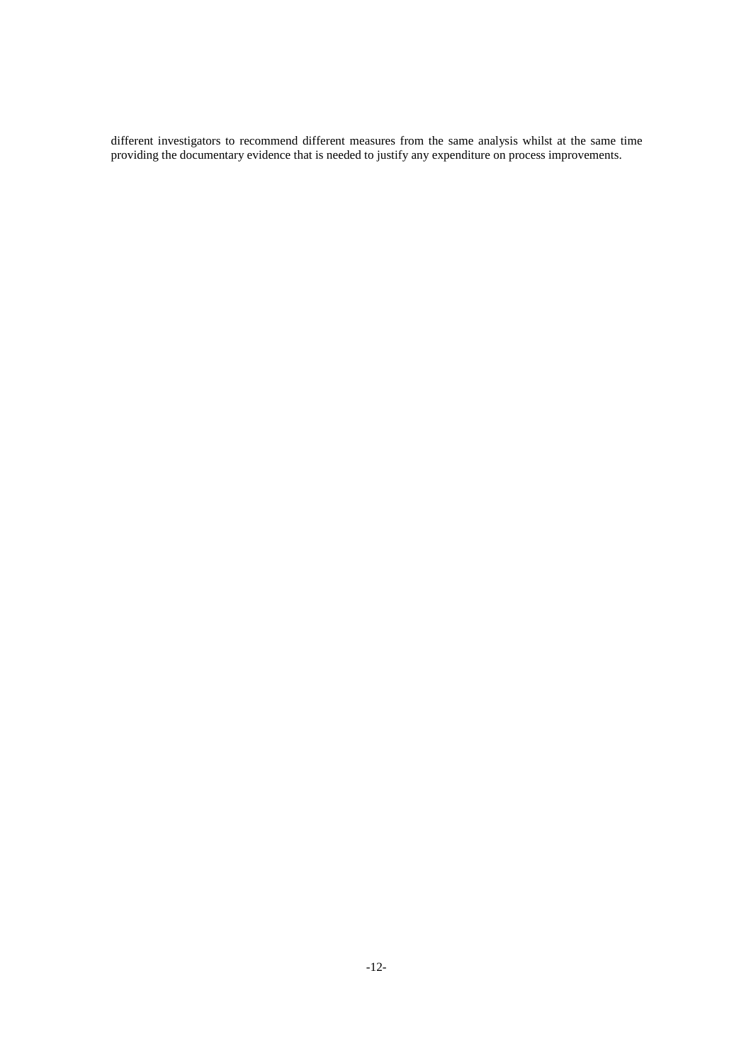different investigators to recommend different measures from the same analysis whilst at the same time providing the documentary evidence that is needed to justify any expenditure on process improvements.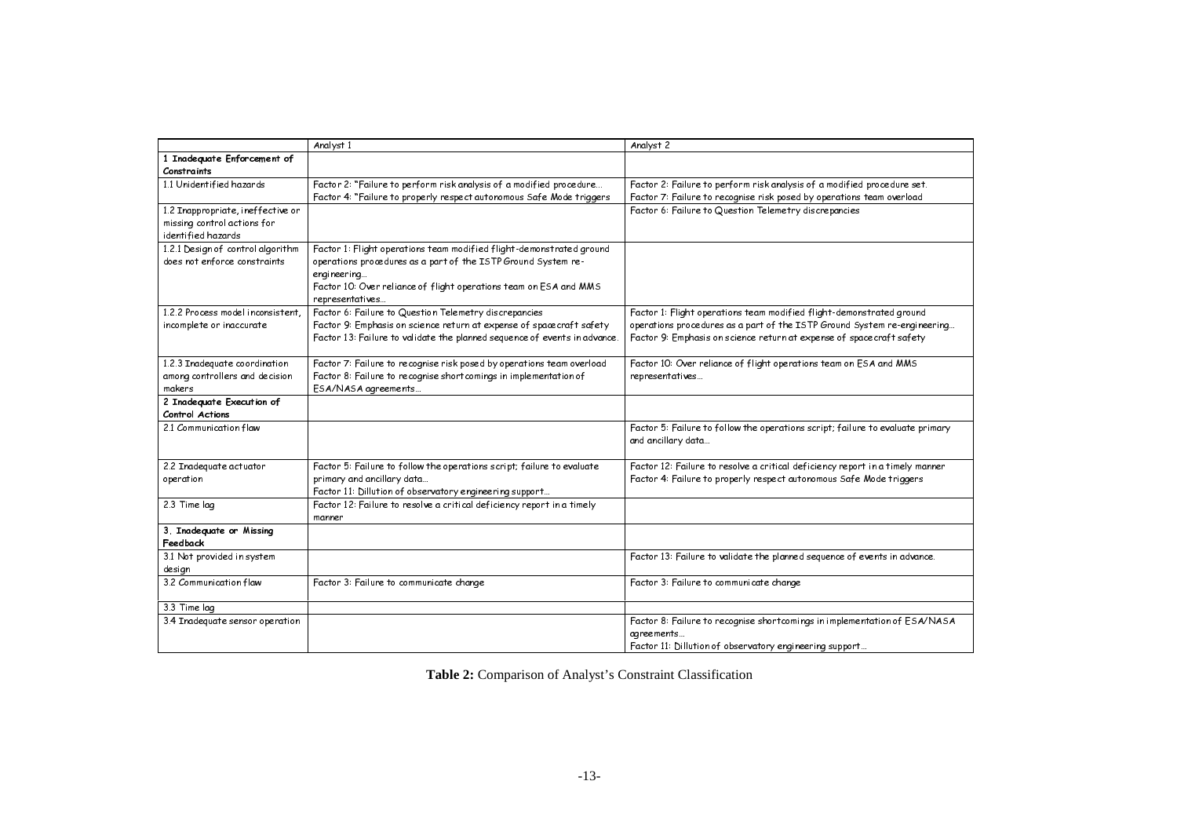| | Analyst 1 | Analyst 2 |
|---|---|---|
| **1 Inadequate Enforcement of Constraints** | | |
| 1.1 Unidentified hazards | Factor 2: "Failure to perform risk analysis of a modified procedure… Factor 4: "Failure to properly respect autonomous Safe Mode triggers | Factor 2: Failure to perform risk analysis of a modified procedure set. Factor 7: Failure to recognise risk posed by operations team overload |
| 1.2 Inappropriate, ineffective or missing control actions for identified hazards | | Factor 6: Failure to Question Telemetry discrepancies |
| 1.2.1 Design of control algorithm does not enforce constraints | Factor 1: Flight operations team modified flight-demonstrated ground operations procedures as a part of the ISTP Ground System re-engineering… Factor 10: Over reliance of flight operations team on ESA and MMS representatives… | |
| 1.2.2 Process model inconsistent, incomplete or inaccurate | Factor 6: Failure to Question Telemetry discrepancies Factor 9: Emphasis on science return at expense of spacecraft safety Factor 13: Failure to validate the planned sequence of events in advance. | Factor 1: Flight operations team modified flight-demonstrated ground operations procedures as a part of the ISTP Ground System re-engineering… Factor 9: Emphasis on science return at expense of spacecraft safety |
| 1.2.3 Inadequate coordination among controllers and decision makers | Factor 7: Failure to recognise risk posed by operations team overload Factor 8: Failure to recognise shortcomings in implementation of ESA/NASA agreements… | Factor 10: Over reliance of flight operations team on ESA and MMS representatives… |
| **2 Inadequate Execution of Control Actions** | | |
| 2.1 Communication flaw | | Factor 5: Failure to follow the operations script; failure to evaluate primary and ancillary data… |
| 2.2 Inadequate actuator operation | Factor 5: Failure to follow the operations script; failure to evaluate primary and ancillary data… Factor 11: Dillution of observatory engineering support… | Factor 12: Failure to resolve a critical deficiency report in a timely manner Factor 4: Failure to properly respect autonomous Safe Mode triggers |
| 2.3 Time lag | Factor 12: Failure to resolve a critical deficiency report in a timely manner | |
| **3. Inadequate or Missing Feedback** | | |
| 3.1 Not provided in system design | | Factor 13: Failure to validate the planned sequence of events in advance. |
| 3.2 Communication flaw | Factor 3: Failure to communicate change | Factor 3: Failure to communicate change |
| 3.3 Time lag | | |
| 3.4 Inadequate sensor operation | | Factor 8: Failure to recognise shortcomings in implementation of ESA/NASA agreements… Factor 11: Dillution of observatory engineering support… |

**Table 2:** Comparison of Analyst's Constraint Classification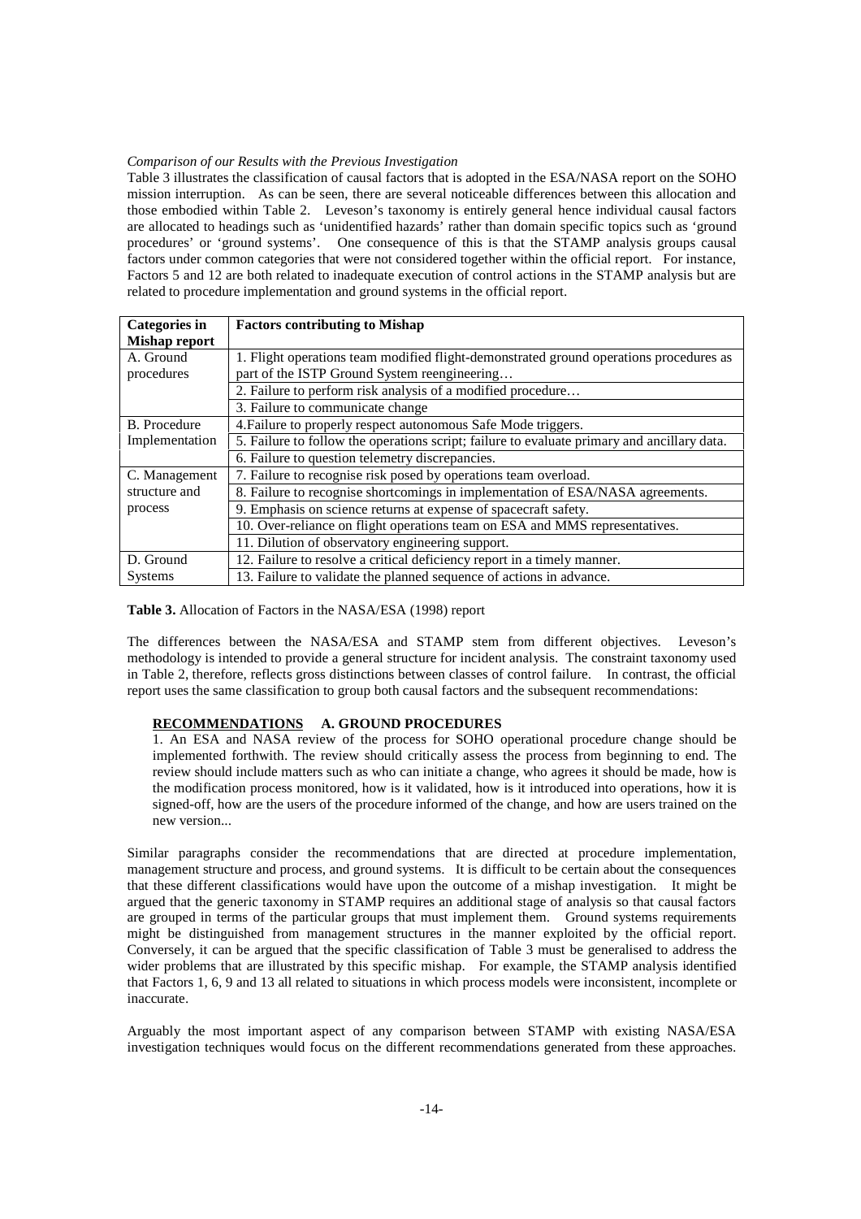*Comparison of our Results with the Previous Investigation*

Table 3 illustrates the classification of causal factors that is adopted in the ESA/NASA report on the SOHO mission interruption. As can be seen, there are several noticeable differences between this allocation and those embodied within Table 2. Leveson's taxonomy is entirely general hence individual causal factors are allocated to headings such as 'unidentified hazards' rather than domain specific topics such as 'ground procedures' or 'ground systems'. One consequence of this is that the STAMP analysis groups causal factors under common categories that were not considered together within the official report. For instance, Factors 5 and 12 are both related to inadequate execution of control actions in the STAMP analysis but are related to procedure implementation and ground systems in the official report.

| Categories in Mishap report | Factors contributing to Mishap |
|---|---|
| A. Ground procedures | 1. Flight operations team modified flight-demonstrated ground operations procedures as part of the ISTP Ground System reengineering… |
| | 2. Failure to perform risk analysis of a modified procedure… |
| | 3. Failure to communicate change |
| B. Procedure Implementation | 4.Failure to properly respect autonomous Safe Mode triggers. |
| | 5. Failure to follow the operations script; failure to evaluate primary and ancillary data. |
| | 6. Failure to question telemetry discrepancies. |
| C. Management structure and process | 7. Failure to recognise risk posed by operations team overload. |
| | 8. Failure to recognise shortcomings in implementation of ESA/NASA agreements. |
| | 9. Emphasis on science returns at expense of spacecraft safety. |
| | 10. Over-reliance on flight operations team on ESA and MMS representatives. |
| | 11. Dilution of observatory engineering support. |
| D. Ground Systems | 12. Failure to resolve a critical deficiency report in a timely manner. |
| | 13. Failure to validate the planned sequence of actions in advance. |

**Table 3.** Allocation of Factors in the NASA/ESA (1998) report

The differences between the NASA/ESA and STAMP stem from different objectives. Leveson's methodology is intended to provide a general structure for incident analysis. The constraint taxonomy used in Table 2, therefore, reflects gross distinctions between classes of control failure. In contrast, the official report uses the same classification to group both causal factors and the subsequent recommendations:

> **RECOMMENDATIONS A. GROUND PROCEDURES**
>
> 1. An ESA and NASA review of the process for SOHO operational procedure change should be implemented forthwith. The review should critically assess the process from beginning to end. The review should include matters such as who can initiate a change, who agrees it should be made, how is the modification process monitored, how is it validated, how is it introduced into operations, how it is signed-off, how are the users of the procedure informed of the change, and how are users trained on the new version...

Similar paragraphs consider the recommendations that are directed at procedure implementation, management structure and process, and ground systems. It is difficult to be certain about the consequences that these different classifications would have upon the outcome of a mishap investigation. It might be argued that the generic taxonomy in STAMP requires an additional stage of analysis so that causal factors are grouped in terms of the particular groups that must implement them. Ground systems requirements might be distinguished from management structures in the manner exploited by the official report. Conversely, it can be argued that the specific classification of Table 3 must be generalised to address the wider problems that are illustrated by this specific mishap. For example, the STAMP analysis identified that Factors 1, 6, 9 and 13 all related to situations in which process models were inconsistent, incomplete or inaccurate.

Arguably the most important aspect of any comparison between STAMP with existing NASA/ESA investigation techniques would focus on the different recommendations generated from these approaches.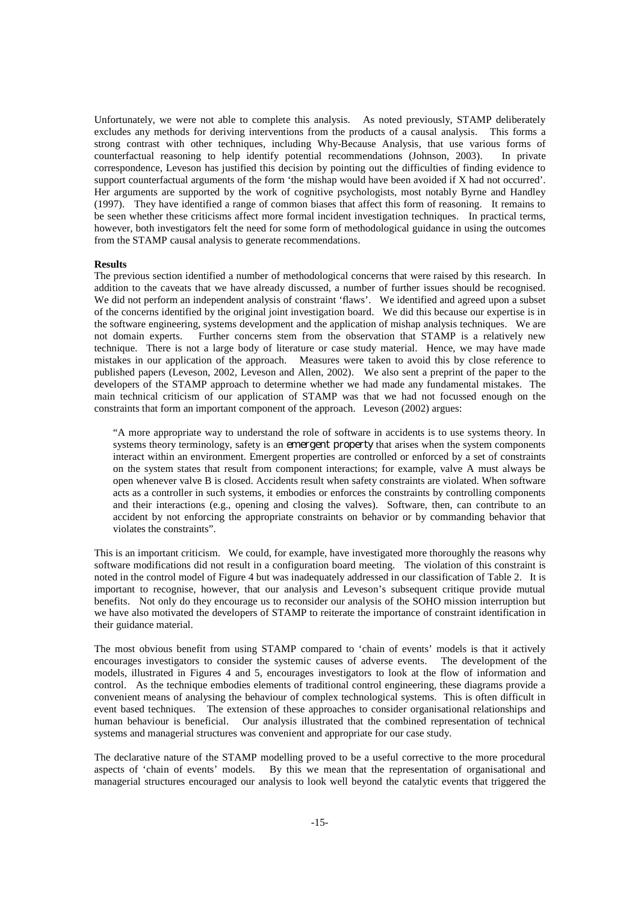Unfortunately, we were not able to complete this analysis. As noted previously, STAMP deliberately excludes any methods for deriving interventions from the products of a causal analysis. This forms a strong contrast with other techniques, including Why-Because Analysis, that use various forms of counterfactual reasoning to help identify potential recommendations (Johnson, 2003). In private correspondence, Leveson has justified this decision by pointing out the difficulties of finding evidence to support counterfactual arguments of the form 'the mishap would have been avoided if X had not occurred'. Her arguments are supported by the work of cognitive psychologists, most notably Byrne and Handley (1997). They have identified a range of common biases that affect this form of reasoning. It remains to be seen whether these criticisms affect more formal incident investigation techniques. In practical terms, however, both investigators felt the need for some form of methodological guidance in using the outcomes from the STAMP causal analysis to generate recommendations.

**Results**

The previous section identified a number of methodological concerns that were raised by this research. In addition to the caveats that we have already discussed, a number of further issues should be recognised. We did not perform an independent analysis of constraint 'flaws'. We identified and agreed upon a subset of the concerns identified by the original joint investigation board. We did this because our expertise is in the software engineering, systems development and the application of mishap analysis techniques. We are not domain experts. Further concerns stem from the observation that STAMP is a relatively new technique. There is not a large body of literature or case study material. Hence, we may have made mistakes in our application of the approach. Measures were taken to avoid this by close reference to published papers (Leveson, 2002, Leveson and Allen, 2002). We also sent a preprint of the paper to the developers of the STAMP approach to determine whether we had made any fundamental mistakes. The main technical criticism of our application of STAMP was that we had not focussed enough on the constraints that form an important component of the approach. Leveson (2002) argues:

> "A more appropriate way to understand the role of software in accidents is to use systems theory. In systems theory terminology, safety is an *emergent property* that arises when the system components interact within an environment. Emergent properties are controlled or enforced by a set of constraints on the system states that result from component interactions; for example, valve A must always be open whenever valve B is closed. Accidents result when safety constraints are violated. When software acts as a controller in such systems, it embodies or enforces the constraints by controlling components and their interactions (e.g., opening and closing the valves). Software, then, can contribute to an accident by not enforcing the appropriate constraints on behavior or by commanding behavior that violates the constraints".

This is an important criticism. We could, for example, have investigated more thoroughly the reasons why software modifications did not result in a configuration board meeting. The violation of this constraint is noted in the control model of Figure 4 but was inadequately addressed in our classification of Table 2. It is important to recognise, however, that our analysis and Leveson's subsequent critique provide mutual benefits. Not only do they encourage us to reconsider our analysis of the SOHO mission interruption but we have also motivated the developers of STAMP to reiterate the importance of constraint identification in their guidance material.

The most obvious benefit from using STAMP compared to 'chain of events' models is that it actively encourages investigators to consider the systemic causes of adverse events. The development of the models, illustrated in Figures 4 and 5, encourages investigators to look at the flow of information and control. As the technique embodies elements of traditional control engineering, these diagrams provide a convenient means of analysing the behaviour of complex technological systems. This is often difficult in event based techniques. The extension of these approaches to consider organisational relationships and human behaviour is beneficial. Our analysis illustrated that the combined representation of technical systems and managerial structures was convenient and appropriate for our case study.

The declarative nature of the STAMP modelling proved to be a useful corrective to the more procedural aspects of 'chain of events' models. By this we mean that the representation of organisational and managerial structures encouraged our analysis to look well beyond the catalytic events that triggered the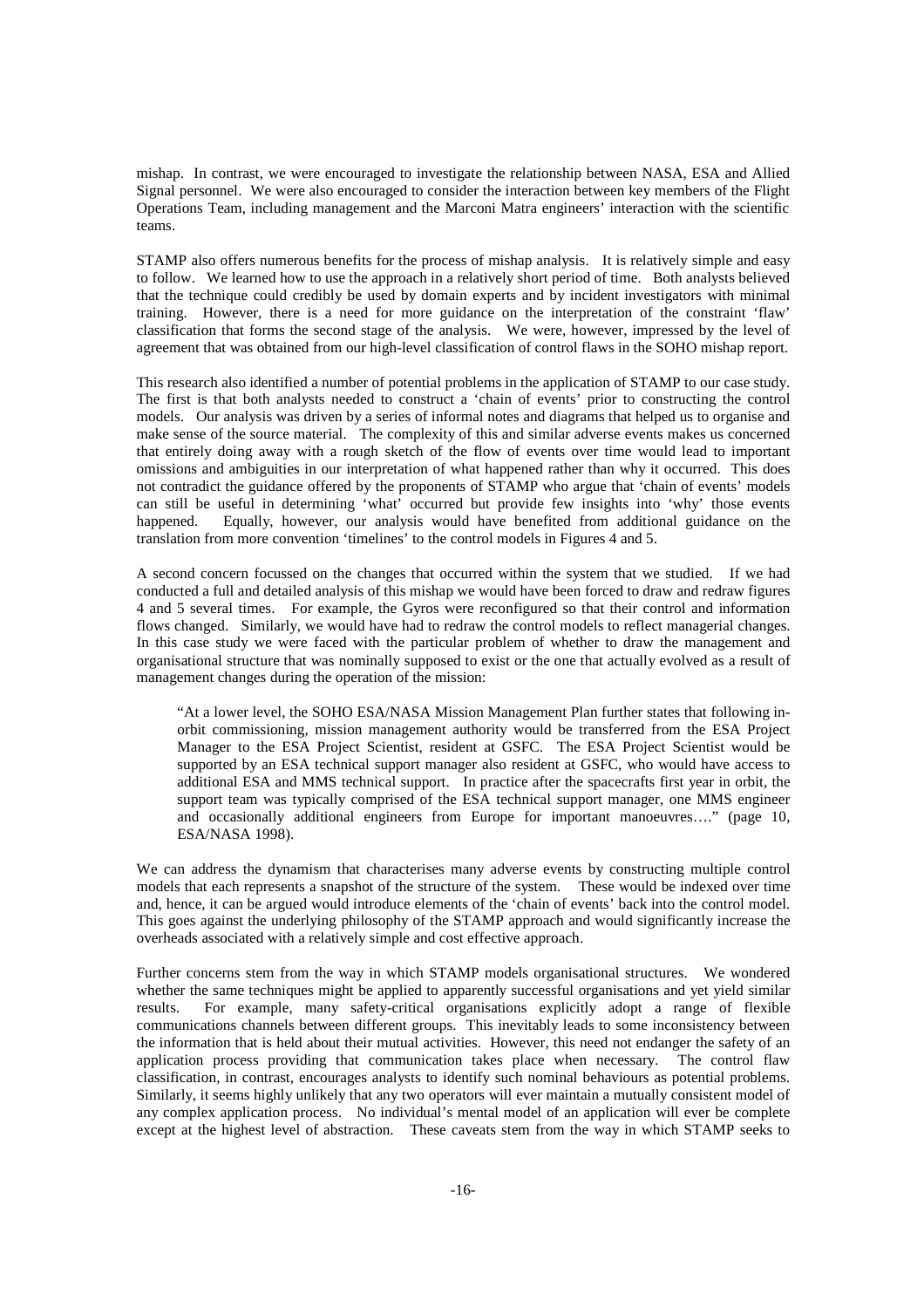mishap. In contrast, we were encouraged to investigate the relationship between NASA, ESA and Allied Signal personnel. We were also encouraged to consider the interaction between key members of the Flight Operations Team, including management and the Marconi Matra engineers' interaction with the scientific teams.

STAMP also offers numerous benefits for the process of mishap analysis. It is relatively simple and easy to follow. We learned how to use the approach in a relatively short period of time. Both analysts believed that the technique could credibly be used by domain experts and by incident investigators with minimal training. However, there is a need for more guidance on the interpretation of the constraint 'flaw' classification that forms the second stage of the analysis. We were, however, impressed by the level of agreement that was obtained from our high-level classification of control flaws in the SOHO mishap report.

This research also identified a number of potential problems in the application of STAMP to our case study. The first is that both analysts needed to construct a 'chain of events' prior to constructing the control models. Our analysis was driven by a series of informal notes and diagrams that helped us to organise and make sense of the source material. The complexity of this and similar adverse events makes us concerned that entirely doing away with a rough sketch of the flow of events over time would lead to important omissions and ambiguities in our interpretation of what happened rather than why it occurred. This does not contradict the guidance offered by the proponents of STAMP who argue that 'chain of events' models can still be useful in determining 'what' occurred but provide few insights into 'why' those events happened. Equally, however, our analysis would have benefited from additional guidance on the translation from more convention 'timelines' to the control models in Figures 4 and 5.

A second concern focussed on the changes that occurred within the system that we studied. If we had conducted a full and detailed analysis of this mishap we would have been forced to draw and redraw figures 4 and 5 several times. For example, the Gyros were reconfigured so that their control and information flows changed. Similarly, we would have had to redraw the control models to reflect managerial changes. In this case study we were faced with the particular problem of whether to draw the management and organisational structure that was nominally supposed to exist or the one that actually evolved as a result of management changes during the operation of the mission:

> "At a lower level, the SOHO ESA/NASA Mission Management Plan further states that following in-orbit commissioning, mission management authority would be transferred from the ESA Project Manager to the ESA Project Scientist, resident at GSFC. The ESA Project Scientist would be supported by an ESA technical support manager also resident at GSFC, who would have access to additional ESA and MMS technical support. In practice after the spacecrafts first year in orbit, the support team was typically comprised of the ESA technical support manager, one MMS engineer and occasionally additional engineers from Europe for important manoeuvres…." (page 10, ESA/NASA 1998).

We can address the dynamism that characterises many adverse events by constructing multiple control models that each represents a snapshot of the structure of the system. These would be indexed over time and, hence, it can be argued would introduce elements of the 'chain of events' back into the control model. This goes against the underlying philosophy of the STAMP approach and would significantly increase the overheads associated with a relatively simple and cost effective approach.

Further concerns stem from the way in which STAMP models organisational structures. We wondered whether the same techniques might be applied to apparently successful organisations and yet yield similar results. For example, many safety-critical organisations explicitly adopt a range of flexible communications channels between different groups. This inevitably leads to some inconsistency between the information that is held about their mutual activities. However, this need not endanger the safety of an application process providing that communication takes place when necessary. The control flaw classification, in contrast, encourages analysts to identify such nominal behaviours as potential problems. Similarly, it seems highly unlikely that any two operators will ever maintain a mutually consistent model of any complex application process. No individual's mental model of an application will ever be complete except at the highest level of abstraction. These caveats stem from the way in which STAMP seeks to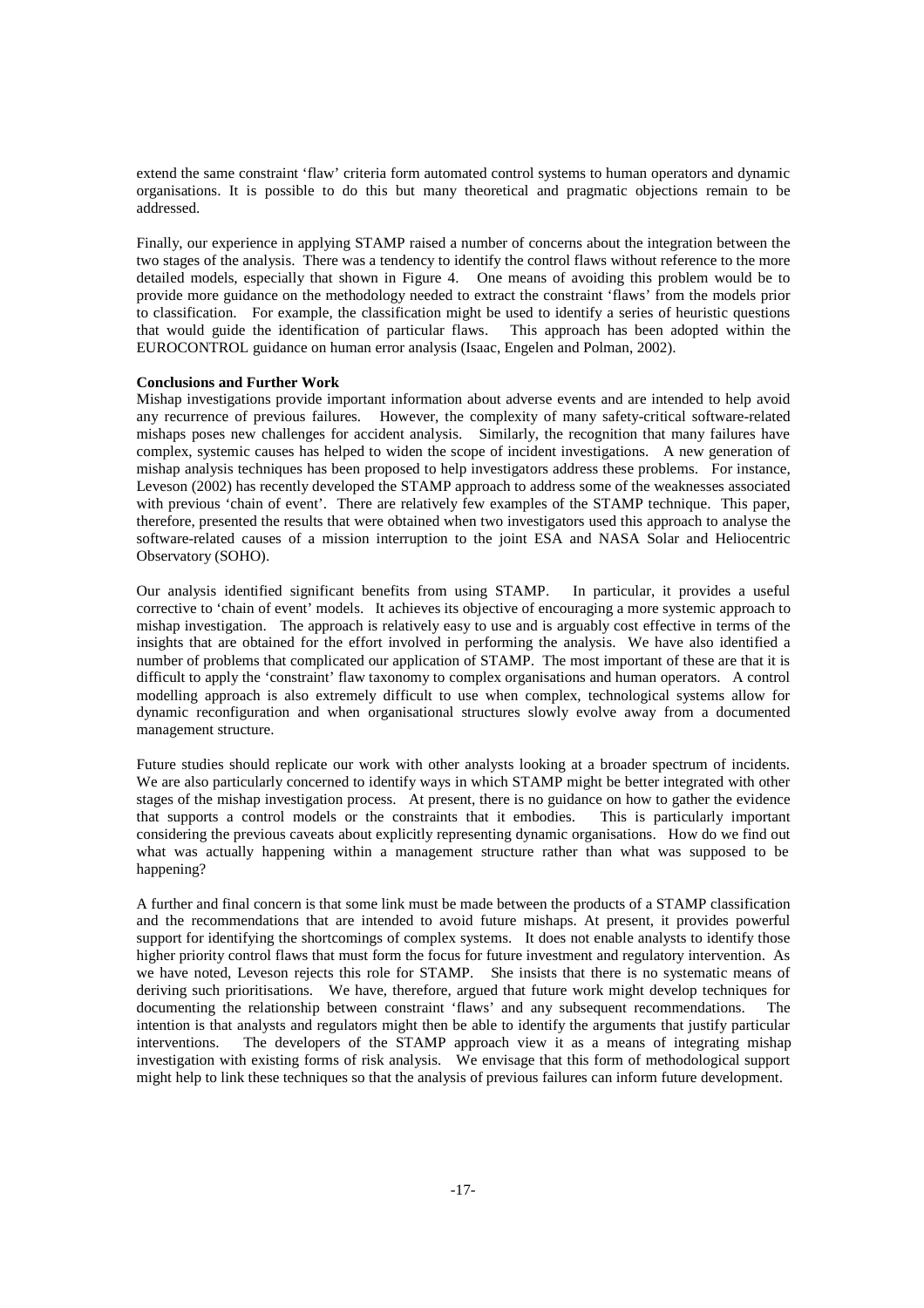extend the same constraint 'flaw' criteria form automated control systems to human operators and dynamic organisations. It is possible to do this but many theoretical and pragmatic objections remain to be addressed.

Finally, our experience in applying STAMP raised a number of concerns about the integration between the two stages of the analysis. There was a tendency to identify the control flaws without reference to the more detailed models, especially that shown in Figure 4. One means of avoiding this problem would be to provide more guidance on the methodology needed to extract the constraint 'flaws' from the models prior to classification. For example, the classification might be used to identify a series of heuristic questions that would guide the identification of particular flaws. This approach has been adopted within the EUROCONTROL guidance on human error analysis (Isaac, Engelen and Polman, 2002).

**Conclusions and Further Work**

Mishap investigations provide important information about adverse events and are intended to help avoid any recurrence of previous failures. However, the complexity of many safety-critical software-related mishaps poses new challenges for accident analysis. Similarly, the recognition that many failures have complex, systemic causes has helped to widen the scope of incident investigations. A new generation of mishap analysis techniques has been proposed to help investigators address these problems. For instance, Leveson (2002) has recently developed the STAMP approach to address some of the weaknesses associated with previous 'chain of event'. There are relatively few examples of the STAMP technique. This paper, therefore, presented the results that were obtained when two investigators used this approach to analyse the software-related causes of a mission interruption to the joint ESA and NASA Solar and Heliocentric Observatory (SOHO).

Our analysis identified significant benefits from using STAMP. In particular, it provides a useful corrective to 'chain of event' models. It achieves its objective of encouraging a more systemic approach to mishap investigation. The approach is relatively easy to use and is arguably cost effective in terms of the insights that are obtained for the effort involved in performing the analysis. We have also identified a number of problems that complicated our application of STAMP. The most important of these are that it is difficult to apply the 'constraint' flaw taxonomy to complex organisations and human operators. A control modelling approach is also extremely difficult to use when complex, technological systems allow for dynamic reconfiguration and when organisational structures slowly evolve away from a documented management structure.

Future studies should replicate our work with other analysts looking at a broader spectrum of incidents. We are also particularly concerned to identify ways in which STAMP might be better integrated with other stages of the mishap investigation process. At present, there is no guidance on how to gather the evidence that supports a control models or the constraints that it embodies. This is particularly important considering the previous caveats about explicitly representing dynamic organisations. How do we find out what was actually happening within a management structure rather than what was supposed to be happening?

A further and final concern is that some link must be made between the products of a STAMP classification and the recommendations that are intended to avoid future mishaps. At present, it provides powerful support for identifying the shortcomings of complex systems. It does not enable analysts to identify those higher priority control flaws that must form the focus for future investment and regulatory intervention. As we have noted, Leveson rejects this role for STAMP. She insists that there is no systematic means of deriving such prioritisations. We have, therefore, argued that future work might develop techniques for documenting the relationship between constraint 'flaws' and any subsequent recommendations. The intention is that analysts and regulators might then be able to identify the arguments that justify particular interventions. The developers of the STAMP approach view it as a means of integrating mishap investigation with existing forms of risk analysis. We envisage that this form of methodological support might help to link these techniques so that the analysis of previous failures can inform future development.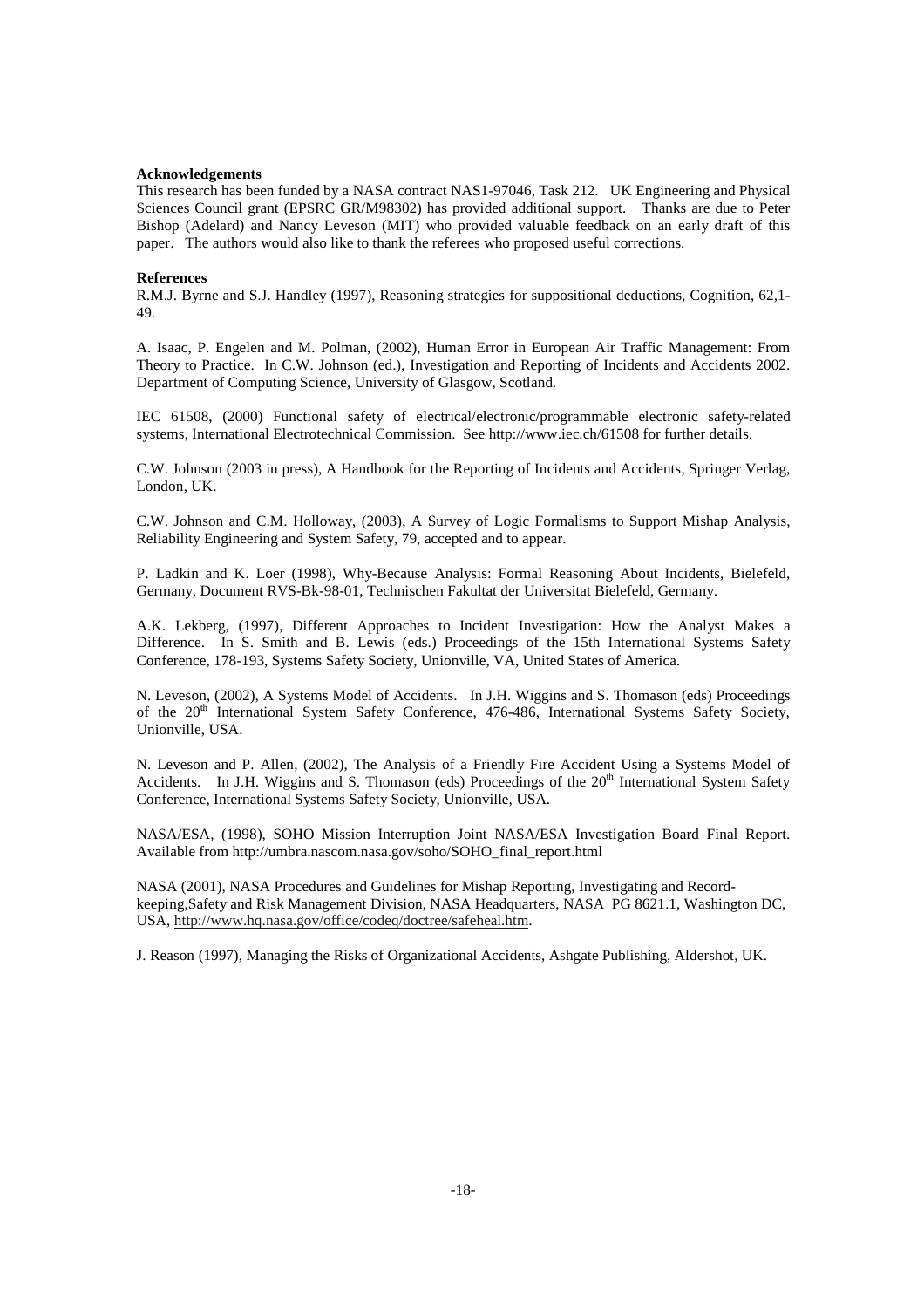**Acknowledgements**

This research has been funded by a NASA contract NAS1-97046, Task 212. UK Engineering and Physical Sciences Council grant (EPSRC GR/M98302) has provided additional support. Thanks are due to Peter Bishop (Adelard) and Nancy Leveson (MIT) who provided valuable feedback on an early draft of this paper. The authors would also like to thank the referees who proposed useful corrections.

**References**

R.M.J. Byrne and S.J. Handley (1997), Reasoning strategies for suppositional deductions, Cognition, 62,1-49.

A. Isaac, P. Engelen and M. Polman, (2002), Human Error in European Air Traffic Management: From Theory to Practice. In C.W. Johnson (ed.), Investigation and Reporting of Incidents and Accidents 2002. Department of Computing Science, University of Glasgow, Scotland.

IEC 61508, (2000) Functional safety of electrical/electronic/programmable electronic safety-related systems, International Electrotechnical Commission. See http://www.iec.ch/61508 for further details.

C.W. Johnson (2003 in press), A Handbook for the Reporting of Incidents and Accidents, Springer Verlag, London, UK.

C.W. Johnson and C.M. Holloway, (2003), A Survey of Logic Formalisms to Support Mishap Analysis, Reliability Engineering and System Safety, 79, accepted and to appear.

P. Ladkin and K. Loer (1998), Why-Because Analysis: Formal Reasoning About Incidents, Bielefeld, Germany, Document RVS-Bk-98-01, Technischen Fakultat der Universitat Bielefeld, Germany.

A.K. Lekberg, (1997), Different Approaches to Incident Investigation: How the Analyst Makes a Difference. In S. Smith and B. Lewis (eds.) Proceedings of the 15th International Systems Safety Conference, 178-193, Systems Safety Society, Unionville, VA, United States of America.

N. Leveson, (2002), A Systems Model of Accidents. In J.H. Wiggins and S. Thomason (eds) Proceedings of the 20th International System Safety Conference, 476-486, International Systems Safety Society, Unionville, USA.

N. Leveson and P. Allen, (2002), The Analysis of a Friendly Fire Accident Using a Systems Model of Accidents. In J.H. Wiggins and S. Thomason (eds) Proceedings of the 20th International System Safety Conference, International Systems Safety Society, Unionville, USA.

NASA/ESA, (1998), SOHO Mission Interruption Joint NASA/ESA Investigation Board Final Report. Available from http://umbra.nascom.nasa.gov/soho/SOHO_final_report.html

NASA (2001), NASA Procedures and Guidelines for Mishap Reporting, Investigating and Record-keeping,Safety and Risk Management Division, NASA Headquarters, NASA PG 8621.1, Washington DC, USA, http://www.hq.nasa.gov/office/codeq/doctree/safeheal.htm.

J. Reason (1997), Managing the Risks of Organizational Accidents, Ashgate Publishing, Aldershot, UK.